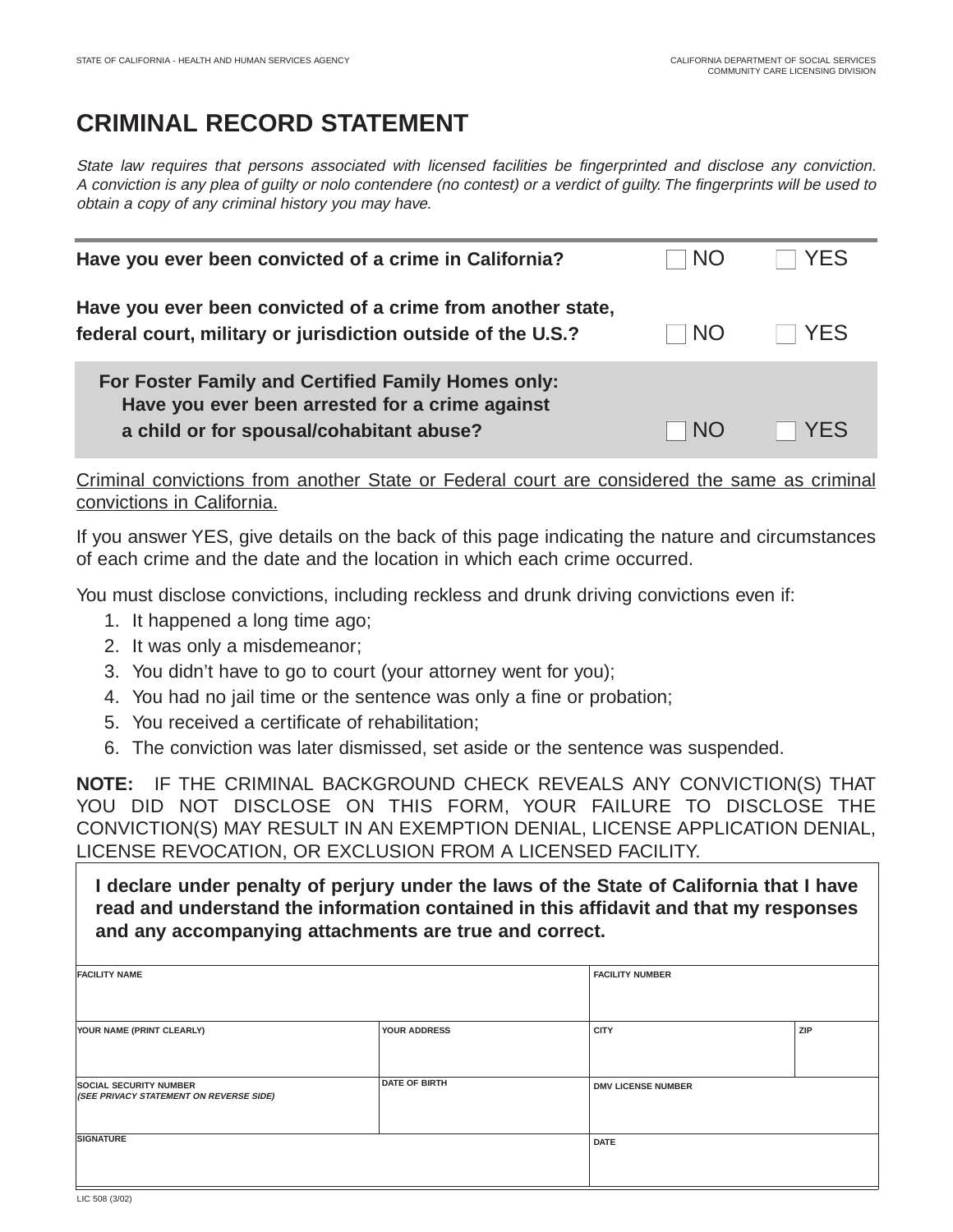STATE OF CALIFORNIA - HEALTH AND HUMAN SERVICES AGENCY

CALIFORNIA DEPARTMENT OF SOCIAL SERVICES
COMMUNITY CARE LICENSING DIVISION

# CRIMINAL RECORD STATEMENT

*State law requires that persons associated with licensed facilities be fingerprinted and disclose any conviction. A conviction is any plea of guilty or nolo contendere (no contest) or a verdict of guilty. The fingerprints will be used to obtain a copy of any criminal history you may have.*

| | | |
|---|---|---|
| **Have you ever been convicted of a crime in California?** | ☐ NO | ☐ YES |
| **Have you ever been convicted of a crime from another state, federal court, military or jurisdiction outside of the U.S.?** | ☐ NO | ☐ YES |
| **For Foster Family and Certified Family Homes only: Have you ever been arrested for a crime against a child or for spousal/cohabitant abuse?** | ☐ NO | ☐ YES |

<u>Criminal convictions from another State or Federal court are considered the same as criminal convictions in California.</u>

If you answer YES, give details on the back of this page indicating the nature and circumstances of each crime and the date and the location in which each crime occurred.

You must disclose convictions, including reckless and drunk driving convictions even if:

1. It happened a long time ago;
2. It was only a misdemeanor;
3. You didn't have to go to court (your attorney went for you);
4. You had no jail time or the sentence was only a fine or probation;
5. You received a certificate of rehabilitation;
6. The conviction was later dismissed, set aside or the sentence was suspended.

**NOTE:** IF THE CRIMINAL BACKGROUND CHECK REVEALS ANY CONVICTION(S) THAT YOU DID NOT DISCLOSE ON THIS FORM, YOUR FAILURE TO DISCLOSE THE CONVICTION(S) MAY RESULT IN AN EXEMPTION DENIAL, LICENSE APPLICATION DENIAL, LICENSE REVOCATION, OR EXCLUSION FROM A LICENSED FACILITY.

**I declare under penalty of perjury under the laws of the State of California that I have read and understand the information contained in this affidavit and that my responses and any accompanying attachments are true and correct.**

| FACILITY NAME | | FACILITY NUMBER | |
|---|---|---|---|
| | | | |
| **YOUR NAME (PRINT CLEARLY)** | **YOUR ADDRESS** | **CITY** | **ZIP** |
| | | | |
| **SOCIAL SECURITY NUMBER** *(SEE PRIVACY STATEMENT ON REVERSE SIDE)* | **DATE OF BIRTH** | **DMV LICENSE NUMBER** | |
| | | | |
| **SIGNATURE** | | **DATE** | |
| | | | |

LIC 508 (3/02)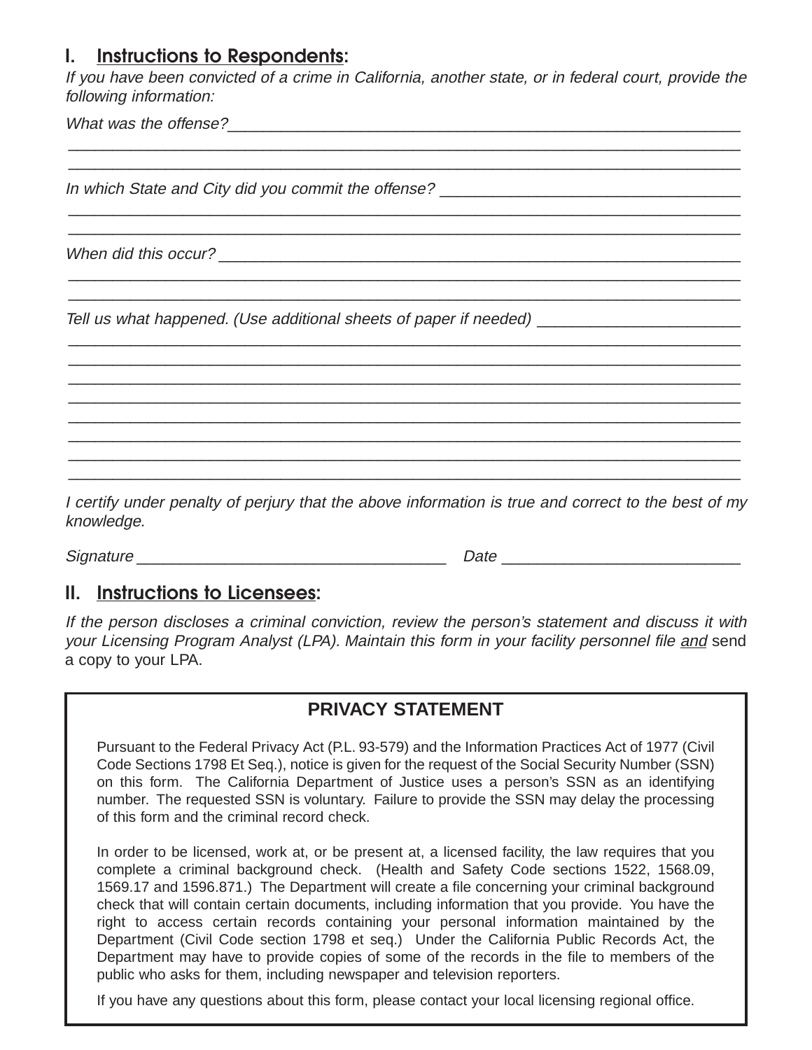## I. Instructions to Respondents:

*If you have been convicted of a crime in California, another state, or in federal court, provide the following information:*

*What was the offense?*_______________________________________________________________

_______________________________________________________________________________

_______________________________________________________________________________

*In which State and City did you commit the offense?* ____________________________________

_______________________________________________________________________________

_______________________________________________________________________________

*When did this occur?* _________________________________________________________________

_______________________________________________________________________________

_______________________________________________________________________________

*Tell us what happened. (Use additional sheets of paper if needed)* ________________________

_______________________________________________________________________________

_______________________________________________________________________________

_______________________________________________________________________________

_______________________________________________________________________________

_______________________________________________________________________________

_______________________________________________________________________________

_______________________________________________________________________________

_______________________________________________________________________________

*I certify under penalty of perjury that the above information is true and correct to the best of my knowledge.*

*Signature* ___________________________________ *Date* ___________________________

## II. Instructions to Licensees:

*If the person discloses a criminal conviction, review the person's statement and discuss it with your Licensing Program Analyst (LPA). Maintain this form in your facility personnel file* *and* send a copy to your LPA.

**PRIVACY STATEMENT**

Pursuant to the Federal Privacy Act (P.L. 93-579) and the Information Practices Act of 1977 (Civil Code Sections 1798 Et Seq.), notice is given for the request of the Social Security Number (SSN) on this form. The California Department of Justice uses a person's SSN as an identifying number. The requested SSN is voluntary. Failure to provide the SSN may delay the processing of this form and the criminal record check.

In order to be licensed, work at, or be present at, a licensed facility, the law requires that you complete a criminal background check. (Health and Safety Code sections 1522, 1568.09, 1569.17 and 1596.871.) The Department will create a file concerning your criminal background check that will contain certain documents, including information that you provide. You have the right to access certain records containing your personal information maintained by the Department (Civil Code section 1798 et seq.) Under the California Public Records Act, the Department may have to provide copies of some of the records in the file to members of the public who asks for them, including newspaper and television reporters.

If you have any questions about this form, please contact your local licensing regional office.